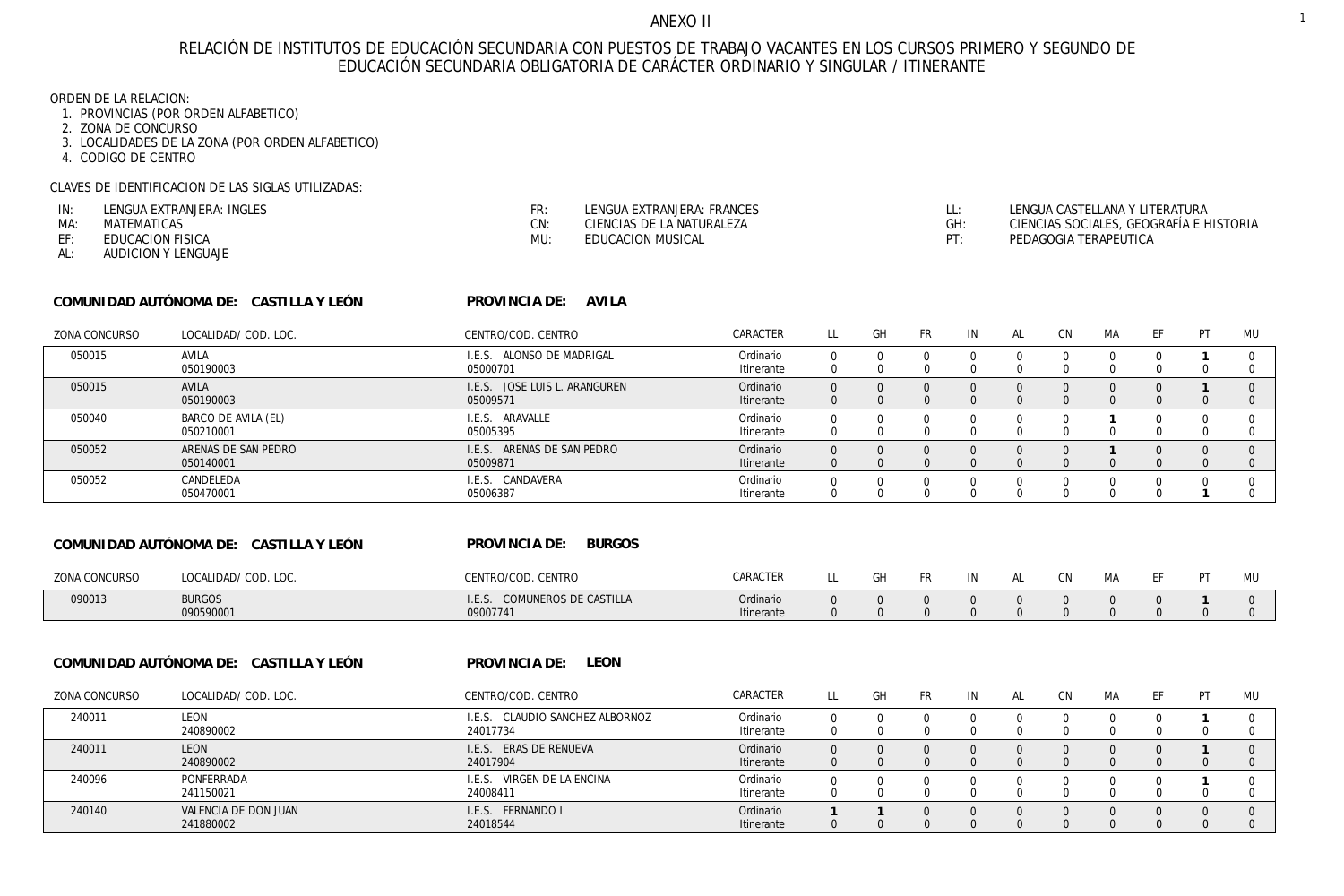# ANEXO II

## RELACIÓN DE INSTITUTOS DE EDUCACIÓN SECUNDARIA CON PUESTOS DE TRABAJO VACANTES EN LOS CURSOS PRIMERO Y SEGUNDO DE EDUCACIÓN SECUNDARIA OBLIGATORIA DE CARÁCTER ORDINARIO Y SINGULAR / ITINERANTE

ORDEN DE LA RELACION:

1. PROVINCIAS (POR ORDEN ALFABETICO)
2. ZONA DE CONCURSO
3. LOCALIDADES DE LA ZONA (POR ORDEN ALFABETICO)
4. CODIGO DE CENTRO

CLAVES DE IDENTIFICACION DE LAS SIGLAS UTILIZADAS:

- IN: LENGUA EXTRANJERA: INGLES
- MA: MATEMATICAS
- EF: EDUCACION FISICA
- AL: AUDICION Y LENGUAJE
- FR: LENGUA EXTRANJERA: FRANCES
- CN: CIENCIAS DE LA NATURALEZA
- MU: EDUCACION MUSICAL
- LL: LENGUA CASTELLANA Y LITERATURA
- GH: CIENCIAS SOCIALES, GEOGRAFÍA E HISTORIA
- PT: PEDAGOGIA TERAPEUTICA

**COMUNIDAD AUTÓNOMA DE: CASTILLA Y LEÓN** **PROVINCIA DE: AVILA**

| ZONA CONCURSO | LOCALIDAD/ COD. LOC. | CENTRO/COD. CENTRO | CARACTER | LL | GH | FR | IN | AL | CN | MA | EF | PT | MU |
|---|---|---|---|---|---|---|---|---|---|---|---|---|---|
| 050015 | AVILA | I.E.S. ALONSO DE MADRIGAL | Ordinario | 0 | 0 | 0 | 0 | 0 | 0 | 0 | 0 | **1** | 0 |
| | 050190003 | 05000701 | Itinerante | 0 | 0 | 0 | 0 | 0 | 0 | 0 | 0 | 0 | 0 |
| 050015 | AVILA | I.E.S. JOSE LUIS L. ARANGUREN | Ordinario | 0 | 0 | 0 | 0 | 0 | 0 | 0 | 0 | **1** | 0 |
| | 050190003 | 05009571 | Itinerante | 0 | 0 | 0 | 0 | 0 | 0 | 0 | 0 | 0 | 0 |
| 050040 | BARCO DE AVILA (EL) | I.E.S. ARAVALLE | Ordinario | 0 | 0 | 0 | 0 | 0 | 0 | **1** | 0 | 0 | 0 |
| | 050210001 | 05005395 | Itinerante | 0 | 0 | 0 | 0 | 0 | 0 | 0 | 0 | 0 | 0 |
| 050052 | ARENAS DE SAN PEDRO | I.E.S. ARENAS DE SAN PEDRO | Ordinario | 0 | 0 | 0 | 0 | 0 | 0 | **1** | 0 | 0 | 0 |
| | 050140001 | 05009871 | Itinerante | 0 | 0 | 0 | 0 | 0 | 0 | 0 | 0 | 0 | 0 |
| 050052 | CANDELEDA | I.E.S. CANDAVERA | Ordinario | 0 | 0 | 0 | 0 | 0 | 0 | 0 | 0 | 0 | 0 |
| | 050470001 | 05006387 | Itinerante | 0 | 0 | 0 | 0 | 0 | 0 | 0 | 0 | **1** | 0 |

**COMUNIDAD AUTÓNOMA DE: CASTILLA Y LEÓN** **PROVINCIA DE: BURGOS**

| ZONA CONCURSO | LOCALIDAD/ COD. LOC. | CENTRO/COD. CENTRO | CARACTER | LL | GH | FR | IN | AL | CN | MA | EF | PT | MU |
|---|---|---|---|---|---|---|---|---|---|---|---|---|---|
| 090013 | BURGOS | I.E.S. COMUNEROS DE CASTILLA | Ordinario | 0 | 0 | 0 | 0 | 0 | 0 | 0 | 0 | **1** | 0 |
| | 090590001 | 09007741 | Itinerante | 0 | 0 | 0 | 0 | 0 | 0 | 0 | 0 | 0 | 0 |

**COMUNIDAD AUTÓNOMA DE: CASTILLA Y LEÓN** **PROVINCIA DE: LEON**

| ZONA CONCURSO | LOCALIDAD/ COD. LOC. | CENTRO/COD. CENTRO | CARACTER | LL | GH | FR | IN | AL | CN | MA | EF | PT | MU |
|---|---|---|---|---|---|---|---|---|---|---|---|---|---|
| 240011 | LEON | I.E.S. CLAUDIO SANCHEZ ALBORNOZ | Ordinario | 0 | 0 | 0 | 0 | 0 | 0 | 0 | 0 | **1** | 0 |
| | 240890002 | 24017734 | Itinerante | 0 | 0 | 0 | 0 | 0 | 0 | 0 | 0 | 0 | 0 |
| 240011 | LEON | I.E.S. ERAS DE RENUEVA | Ordinario | 0 | 0 | 0 | 0 | 0 | 0 | 0 | 0 | **1** | 0 |
| | 240890002 | 24017904 | Itinerante | 0 | 0 | 0 | 0 | 0 | 0 | 0 | 0 | 0 | 0 |
| 240096 | PONFERRADA | I.E.S. VIRGEN DE LA ENCINA | Ordinario | 0 | 0 | 0 | 0 | 0 | 0 | 0 | 0 | **1** | 0 |
| | 241150021 | 24008411 | Itinerante | 0 | 0 | 0 | 0 | 0 | 0 | 0 | 0 | 0 | 0 |
| 240140 | VALENCIA DE DON JUAN | I.E.S. FERNANDO I | Ordinario | **1** | **1** | 0 | 0 | 0 | 0 | 0 | 0 | 0 | 0 |
| | 241880002 | 24018544 | Itinerante | 0 | 0 | 0 | 0 | 0 | 0 | 0 | 0 | 0 | 0 |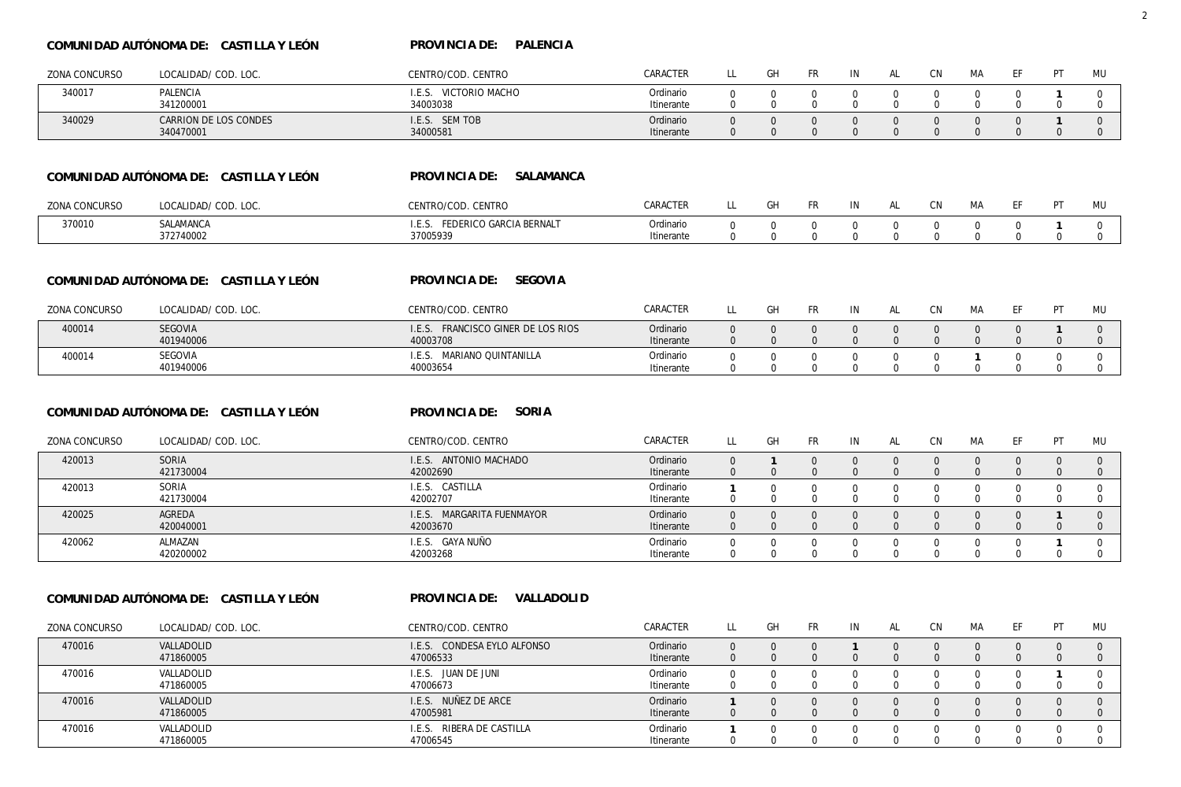**COMUNIDAD AUTÓNOMA DE: CASTILLA Y LEÓN** **PROVINCIA DE: PALENCIA**

| ZONA CONCURSO | LOCALIDAD/ COD. LOC. | CENTRO/COD. CENTRO | CARACTER | LL | GH | FR | IN | AL | CN | MA | EF | PT | MU |
|---|---|---|---|---|---|---|---|---|---|---|---|---|---|
| 340017 | PALENCIA<br>341200001 | I.E.S. VICTORIO MACHO<br>34003038 | Ordinario<br>Itinerante | 0<br>0 | 0<br>0 | 0<br>0 | 0<br>0 | 0<br>0 | 0<br>0 | 0<br>0 | 0<br>0 | **1**<br>0 | 0<br>0 |
| 340029 | CARRION DE LOS CONDES<br>340470001 | I.E.S. SEM TOB<br>34000581 | Ordinario<br>Itinerante | 0<br>0 | 0<br>0 | 0<br>0 | 0<br>0 | 0<br>0 | 0<br>0 | 0<br>0 | 0<br>0 | **1**<br>0 | 0<br>0 |

**COMUNIDAD AUTÓNOMA DE: CASTILLA Y LEÓN** **PROVINCIA DE: SALAMANCA**

| ZONA CONCURSO | LOCALIDAD/ COD. LOC. | CENTRO/COD. CENTRO | CARACTER | LL | GH | FR | IN | AL | CN | MA | EF | PT | MU |
|---|---|---|---|---|---|---|---|---|---|---|---|---|---|
| 370010 | SALAMANCA<br>372740002 | I.E.S. FEDERICO GARCIA BERNALT<br>37005939 | Ordinario<br>Itinerante | 0<br>0 | 0<br>0 | 0<br>0 | 0<br>0 | 0<br>0 | 0<br>0 | 0<br>0 | 0<br>0 | **1**<br>0 | 0<br>0 |

**COMUNIDAD AUTÓNOMA DE: CASTILLA Y LEÓN** **PROVINCIA DE: SEGOVIA**

| ZONA CONCURSO | LOCALIDAD/ COD. LOC. | CENTRO/COD. CENTRO | CARACTER | LL | GH | FR | IN | AL | CN | MA | EF | PT | MU |
|---|---|---|---|---|---|---|---|---|---|---|---|---|---|
| 400014 | SEGOVIA<br>401940006 | I.E.S. FRANCISCO GINER DE LOS RIOS<br>40003708 | Ordinario<br>Itinerante | 0<br>0 | 0<br>0 | 0<br>0 | 0<br>0 | 0<br>0 | 0<br>0 | 0<br>0 | 0<br>0 | **1**<br>0 | 0<br>0 |
| 400014 | SEGOVIA<br>401940006 | I.E.S. MARIANO QUINTANILLA<br>40003654 | Ordinario<br>Itinerante | 0<br>0 | 0<br>0 | 0<br>0 | 0<br>0 | 0<br>0 | 0<br>0 | **1**<br>0 | 0<br>0 | 0<br>0 | 0<br>0 |

**COMUNIDAD AUTÓNOMA DE: CASTILLA Y LEÓN** **PROVINCIA DE: SORIA**

| ZONA CONCURSO | LOCALIDAD/ COD. LOC. | CENTRO/COD. CENTRO | CARACTER | LL | GH | FR | IN | AL | CN | MA | EF | PT | MU |
|---|---|---|---|---|---|---|---|---|---|---|---|---|---|
| 420013 | SORIA<br>421730004 | I.E.S. ANTONIO MACHADO<br>42002690 | Ordinario<br>Itinerante | 0<br>0 | **1**<br>0 | 0<br>0 | 0<br>0 | 0<br>0 | 0<br>0 | 0<br>0 | 0<br>0 | 0<br>0 | 0<br>0 |
| 420013 | SORIA<br>421730004 | I.E.S. CASTILLA<br>42002707 | Ordinario<br>Itinerante | **1**<br>0 | 0<br>0 | 0<br>0 | 0<br>0 | 0<br>0 | 0<br>0 | 0<br>0 | 0<br>0 | 0<br>0 | 0<br>0 |
| 420025 | AGREDA<br>420040001 | I.E.S. MARGARITA FUENMAYOR<br>42003670 | Ordinario<br>Itinerante | 0<br>0 | 0<br>0 | 0<br>0 | 0<br>0 | 0<br>0 | 0<br>0 | 0<br>0 | 0<br>0 | **1**<br>0 | 0<br>0 |
| 420062 | ALMAZAN<br>420200002 | I.E.S. GAYA NUÑO<br>42003268 | Ordinario<br>Itinerante | 0<br>0 | 0<br>0 | 0<br>0 | 0<br>0 | 0<br>0 | 0<br>0 | 0<br>0 | 0<br>0 | **1**<br>0 | 0<br>0 |

**COMUNIDAD AUTÓNOMA DE: CASTILLA Y LEÓN** **PROVINCIA DE: VALLADOLID**

| ZONA CONCURSO | LOCALIDAD/ COD. LOC. | CENTRO/COD. CENTRO | CARACTER | LL | GH | FR | IN | AL | CN | MA | EF | PT | MU |
|---|---|---|---|---|---|---|---|---|---|---|---|---|---|
| 470016 | VALLADOLID<br>471860005 | I.E.S. CONDESA EYLO ALFONSO<br>47006533 | Ordinario<br>Itinerante | 0<br>0 | 0<br>0 | 0<br>0 | **1**<br>0 | 0<br>0 | 0<br>0 | 0<br>0 | 0<br>0 | 0<br>0 | 0<br>0 |
| 470016 | VALLADOLID<br>471860005 | I.E.S. JUAN DE JUNI<br>47006673 | Ordinario<br>Itinerante | 0<br>0 | 0<br>0 | 0<br>0 | 0<br>0 | 0<br>0 | 0<br>0 | 0<br>0 | 0<br>0 | **1**<br>0 | 0<br>0 |
| 470016 | VALLADOLID<br>471860005 | I.E.S. NUÑEZ DE ARCE<br>47005981 | Ordinario<br>Itinerante | **1**<br>0 | 0<br>0 | 0<br>0 | 0<br>0 | 0<br>0 | 0<br>0 | 0<br>0 | 0<br>0 | 0<br>0 | 0<br>0 |
| 470016 | VALLADOLID<br>471860005 | I.E.S. RIBERA DE CASTILLA<br>47006545 | Ordinario<br>Itinerante | **1**<br>0 | 0<br>0 | 0<br>0 | 0<br>0 | 0<br>0 | 0<br>0 | 0<br>0 | 0<br>0 | 0<br>0 | 0<br>0 |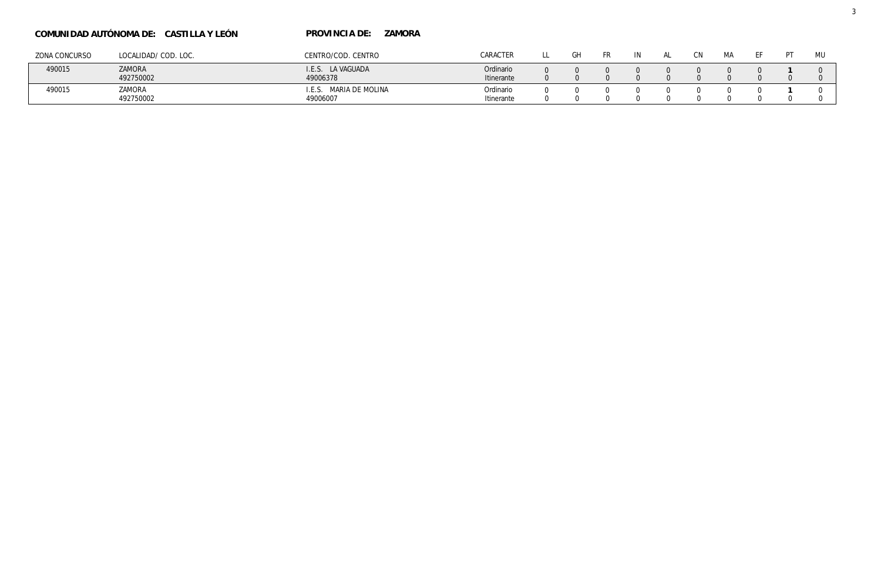**COMUNIDAD AUTÓNOMA DE: CASTILLA Y LEÓN** **PROVINCIA DE: ZAMORA**

| ZONA CONCURSO | LOCALIDAD/ COD. LOC. | CENTRO/COD. CENTRO | CARACTER | LL | GH | FR | IN | AL | CN | MA | EF | PT | MU |
|---|---|---|---|---|---|---|---|---|---|---|---|---|---|
| 490015 | ZAMORA<br>492750002 | I.E.S. LA VAGUADA<br>49006378 | Ordinario<br>Itinerante | 0<br>0 | 0<br>0 | 0<br>0 | 0<br>0 | 0<br>0 | 0<br>0 | 0<br>0 | 0<br>0 | **1**<br>0 | 0<br>0 |
| 490015 | ZAMORA<br>492750002 | I.E.S. MARIA DE MOLINA<br>49006007 | Ordinario<br>Itinerante | 0<br>0 | 0<br>0 | 0<br>0 | 0<br>0 | 0<br>0 | 0<br>0 | 0<br>0 | 0<br>0 | **1**<br>0 | 0<br>0 |